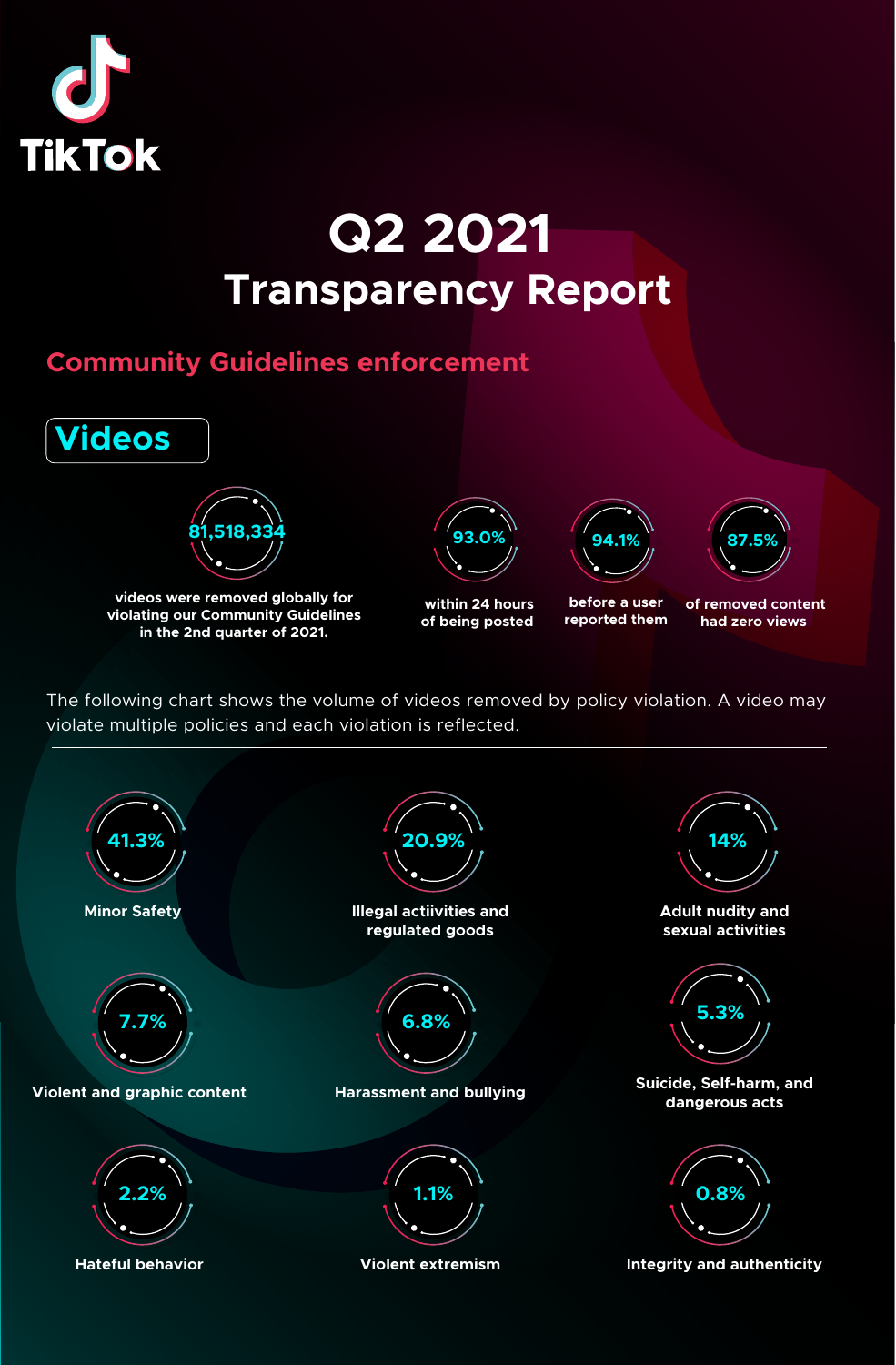TikTok

# Q2 2021
# Transparency Report

## Community Guidelines enforcement

### Videos

**81,518,334** videos were removed globally for violating our Community Guidelines in the 2nd quarter of 2021.

**93.0%** within 24 hours of being posted

**94.1%** before a user reported them

**87.5%** of removed content had zero views

The following chart shows the volume of videos removed by policy violation. A video may violate multiple policies and each violation is reflected.

| Policy | Percentage |
|---|---|
| Minor Safety | 41.3% |
| Illegal actiivities and regulated goods | 20.9% |
| Adult nudity and sexual activities | 14% |
| Violent and graphic content | 7.7% |
| Harassment and bullying | 6.8% |
| Suicide, Self-harm, and dangerous acts | 5.3% |
| Hateful behavior | 2.2% |
| Violent extremism | 1.1% |
| Integrity and authenticity | 0.8% |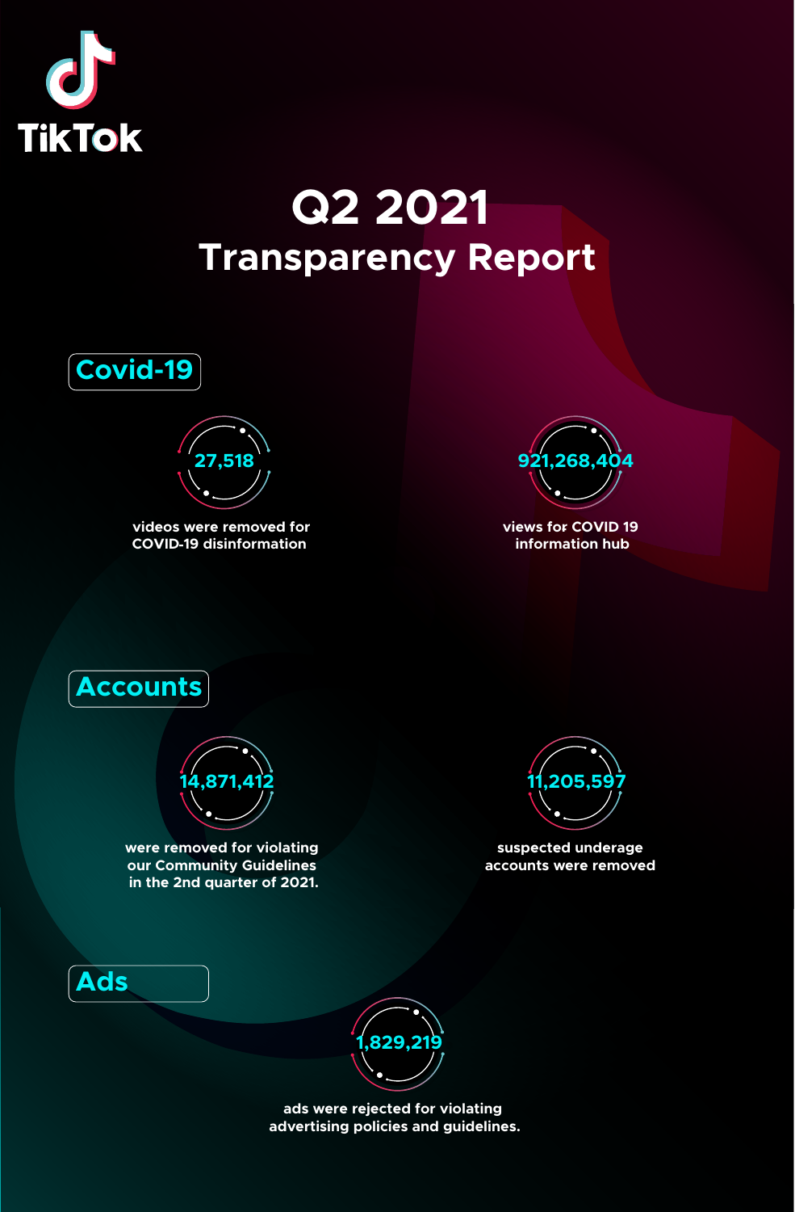TikTok

# Q2 2021
## Transparency Report

### Covid-19

**27,518**

videos were removed for COVID-19 disinformation

**921,268,404**

views for COVID 19 information hub

### Accounts

**14,871,412**

were removed for violating our Community Guidelines in the 2nd quarter of 2021.

**11,205,597**

suspected underage accounts were removed

### Ads

**1,829,219**

ads were rejected for violating advertising policies and guidelines.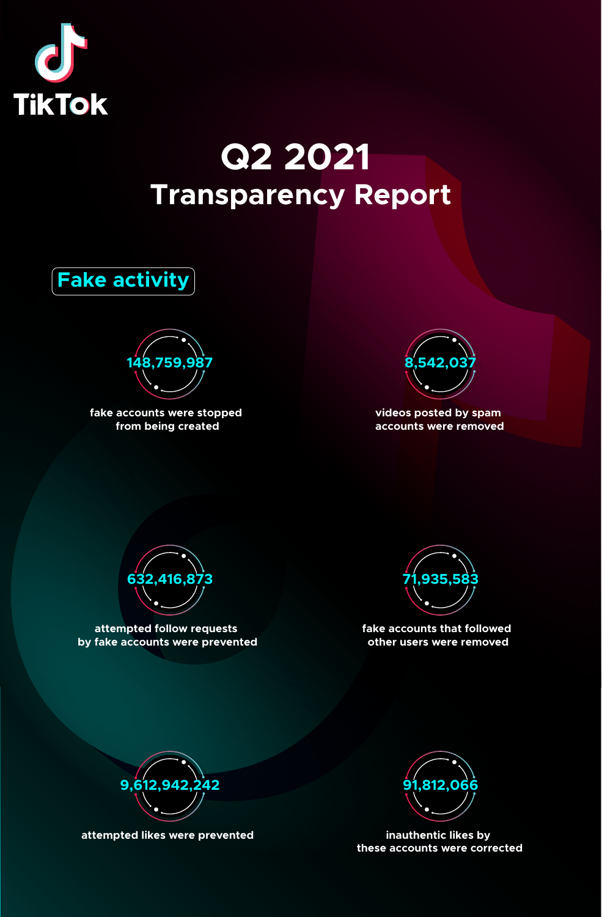TikTok

# Q2 2021
## Transparency Report

### Fake activity

**148,759,987**
fake accounts were stopped from being created

**8,542,037**
videos posted by spam accounts were removed

**632,416,873**
attempted follow requests by fake accounts were prevented

**71,935,583**
fake accounts that followed other users were removed

**9,612,942,242**
attempted likes were prevented

**91,812,066**
inauthentic likes by these accounts were corrected